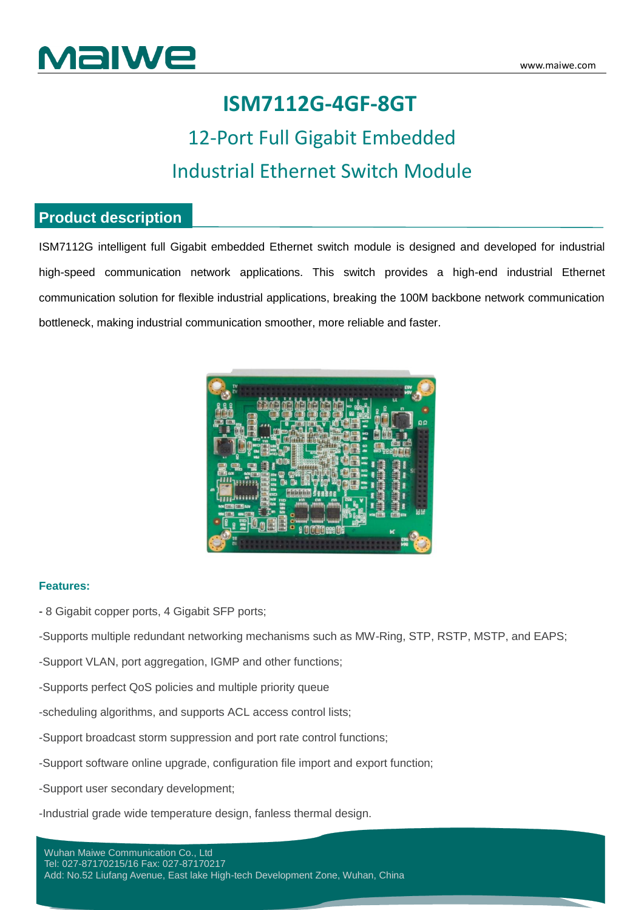# ISM7112G-4GF-8GT

## 12-Port Full Gigabit Embedded Industrial Ethernet Switch Module

## Product description

ISM7112G intelligent full Gigabit embedded Ethernet switch module is designed and developed for industrial high-speed communication network applications. This switch provides a high-end industrial Ethernet communication solution for flexible industrial applications, breaking the 100M backbone network communication bottleneck, making industrial communication smoother, more reliable and faster.

**Features:**

- 8 Gigabit copper ports, 4 Gigabit SFP ports;

-Supports multiple redundant networking mechanisms such as MW-Ring, STP, RSTP, MSTP, and EAPS;

-Support VLAN, port aggregation, IGMP and other functions;

-Supports perfect QoS policies and multiple priority queue

-scheduling algorithms, and supports ACL access control lists;

-Support broadcast storm suppression and port rate control functions;

-Support software online upgrade, configuration file import and export function;

-Support user secondary development;

-Industrial grade wide temperature design, fanless thermal design.

Wuhan Maiwe Communication Co., Ltd
Tel: 027-87170215/16 Fax: 027-87170217
Add: No.52 Liufang Avenue, East lake High-tech Development Zone, Wuhan, China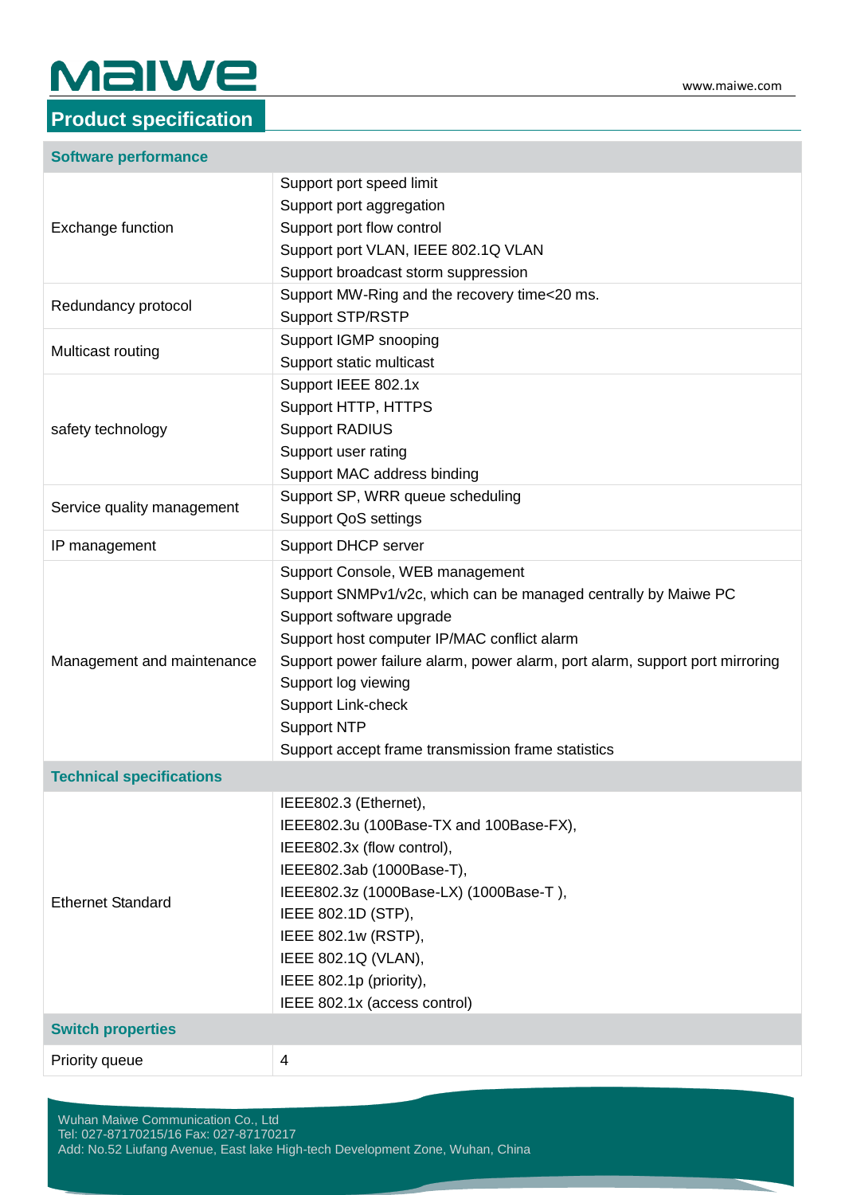## Product specification

| Software performance | |
|---|---|
| Exchange function | Support port speed limit<br>Support port aggregation<br>Support port flow control<br>Support port VLAN, IEEE 802.1Q VLAN<br>Support broadcast storm suppression |
| Redundancy protocol | Support MW-Ring and the recovery time<20 ms.<br>Support STP/RSTP |
| Multicast routing | Support IGMP snooping<br>Support static multicast |
| safety technology | Support IEEE 802.1x<br>Support HTTP, HTTPS<br>Support RADIUS<br>Support user rating<br>Support MAC address binding |
| Service quality management | Support SP, WRR queue scheduling<br>Support QoS settings |
| IP management | Support DHCP server |
| Management and maintenance | Support Console, WEB management<br>Support SNMPv1/v2c, which can be managed centrally by Maiwe PC<br>Support software upgrade<br>Support host computer IP/MAC conflict alarm<br>Support power failure alarm, power alarm, port alarm, support port mirroring<br>Support log viewing<br>Support Link-check<br>Support NTP<br>Support accept frame transmission frame statistics |
| **Technical specifications** | |
| Ethernet Standard | IEEE802.3 (Ethernet),<br>IEEE802.3u (100Base-TX and 100Base-FX),<br>IEEE802.3x (flow control),<br>IEEE802.3ab (1000Base-T),<br>IEEE802.3z (1000Base-LX) (1000Base-T ),<br>IEEE 802.1D (STP),<br>IEEE 802.1w (RSTP),<br>IEEE 802.1Q (VLAN),<br>IEEE 802.1p (priority),<br>IEEE 802.1x (access control) |
| **Switch properties** | |
| Priority queue | 4 |

Wuhan Maiwe Communication Co., Ltd
Tel: 027-87170215/16 Fax: 027-87170217
Add: No.52 Liufang Avenue, East lake High-tech Development Zone, Wuhan, China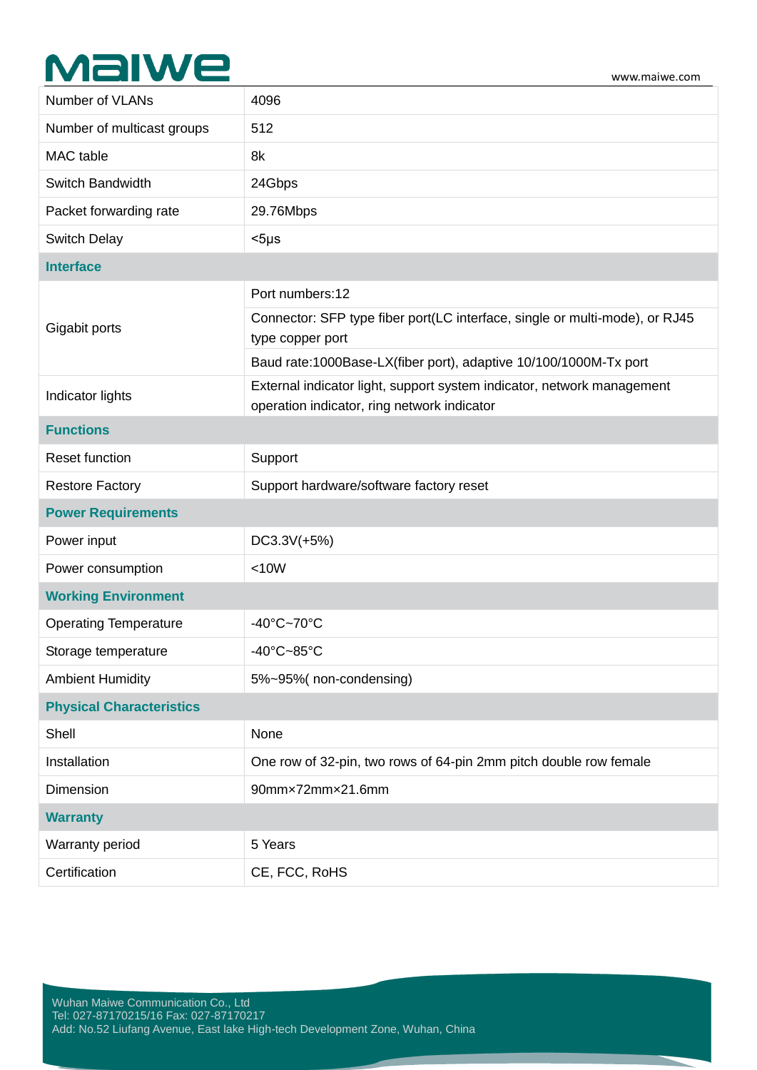| | |
|---|---|
| Number of VLANs | 4096 |
| Number of multicast groups | 512 |
| MAC table | 8k |
| Switch Bandwidth | 24Gbps |
| Packet forwarding rate | 29.76Mbps |
| Switch Delay | <5μs |
| **Interface** | |
| Gigabit ports | Port numbers:12 |
| | Connector: SFP type fiber port(LC interface, single or multi-mode), or RJ45 type copper port |
| | Baud rate:1000Base-LX(fiber port), adaptive 10/100/1000M-Tx port |
| Indicator lights | External indicator light, support system indicator, network management operation indicator, ring network indicator |
| **Functions** | |
| Reset function | Support |
| Restore Factory | Support hardware/software factory reset |
| **Power Requirements** | |
| Power input | DC3.3V(+5%) |
| Power consumption | <10W |
| **Working Environment** | |
| Operating Temperature | -40°C~70°C |
| Storage temperature | -40°C~85°C |
| Ambient Humidity | 5%~95%( non-condensing) |
| **Physical Characteristics** | |
| Shell | None |
| Installation | One row of 32-pin, two rows of 64-pin 2mm pitch double row female |
| Dimension | 90mm×72mm×21.6mm |
| **Warranty** | |
| Warranty period | 5 Years |
| Certification | CE, FCC, RoHS |

Wuhan Maiwe Communication Co., Ltd
Tel: 027-87170215/16 Fax: 027-87170217
Add: No.52 Liufang Avenue, East lake High-tech Development Zone, Wuhan, China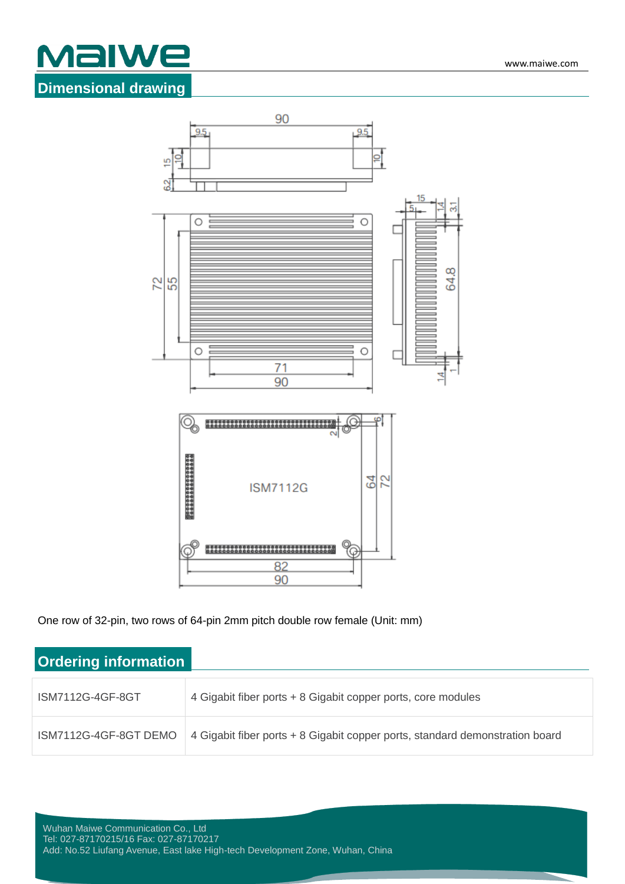## Dimensional drawing

90
9.5
9.5
15
10
10
6.2
15
5
1.4
3.1
72
55
64.8
71
90
1.4
1
6
2
ISM7112G
64
72
82
90

One row of 32-pin, two rows of 64-pin 2mm pitch double row female (Unit: mm)

## Ordering information

| | |
|---|---|
| ISM7112G-4GF-8GT | 4 Gigabit fiber ports + 8 Gigabit copper ports, core modules |
| ISM7112G-4GF-8GT DEMO | 4 Gigabit fiber ports + 8 Gigabit copper ports, standard demonstration board |

Wuhan Maiwe Communication Co., Ltd
Tel: 027-87170215/16 Fax: 027-87170217
Add: No.52 Liufang Avenue, East lake High-tech Development Zone, Wuhan, China